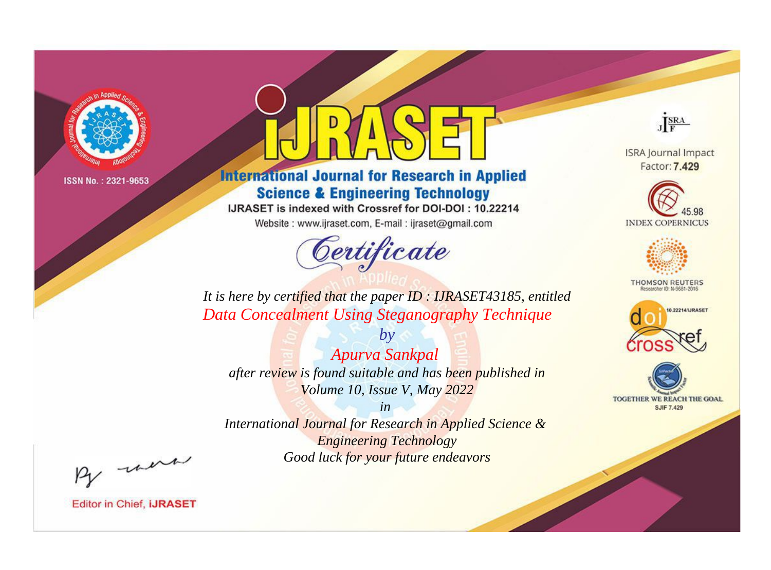ISSN No. : 2321-9653

# iJRASET

## International Journal for Research in Applied Science & Engineering Technology

IJRASET is indexed with Crossref for DOI-DOI : 10.22214

Website : www.ijraset.com, E-mail : ijraset@gmail.com

ISRA Journal Impact Factor: **7.429**

45.98 INDEX COPERNICUS

THOMSON REUTERS Researcher ID: N-9681-2016

10.22214/IJRASET

TOGETHER WE REACH THE GOAL SJIF 7.429

# *Certificate*

*It is here by certified that the paper ID : IJRASET43185, entitled*

*Data Concealment Using Steganography Technique*

*by*

*Apurva Sankpal*

*after review is found suitable and has been published in*

*Volume 10, Issue V, May 2022*

*in*

*International Journal for Research in Applied Science & Engineering Technology*

*Good luck for your future endeavors*

Editor in Chief, **iJRASET**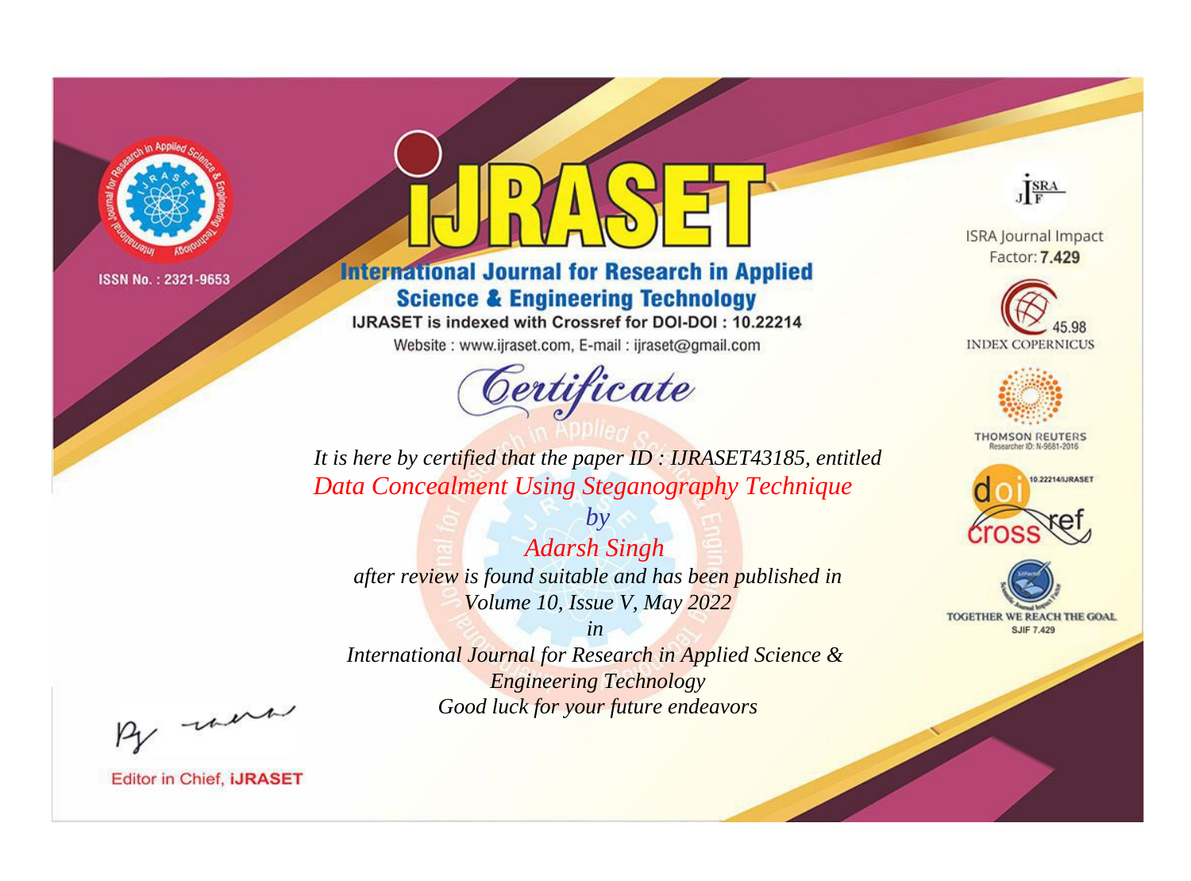ISSN No. : 2321-9653

# iJRASET

## International Journal for Research in Applied Science & Engineering Technology

IJRASET is indexed with Crossref for DOI-DOI : 10.22214

Website : www.ijraset.com, E-mail : ijraset@gmail.com

ISRA Journal Impact Factor: **7.429**

45.98 INDEX COPERNICUS

THOMSON REUTERS Researcher ID: N-9681-2016

10.22214/IJRASET

TOGETHER WE REACH THE GOAL SJIF 7.429

*Certificate*

*It is here by certified that the paper ID : IJRASET43185, entitled*

*Data Concealment Using Steganography Technique*

*by*

*Adarsh Singh*

*after review is found suitable and has been published in*

*Volume 10, Issue V, May 2022*

*in*

*International Journal for Research in Applied Science & Engineering Technology*

*Good luck for your future endeavors*

Editor in Chief, **iJRASET**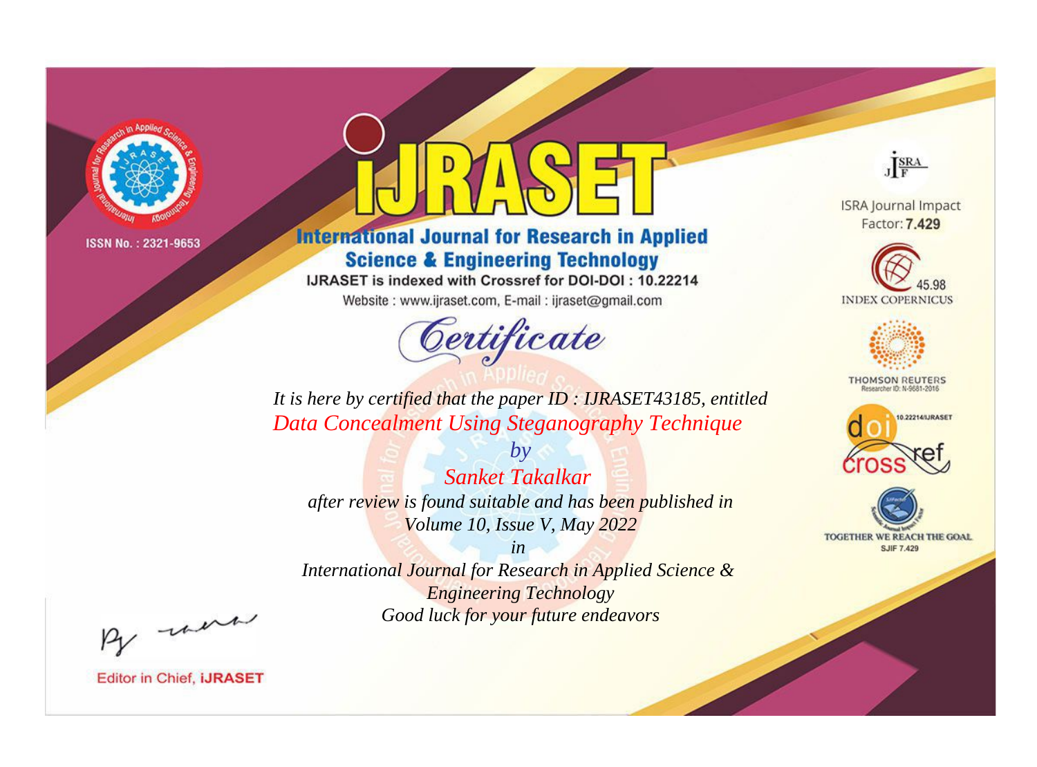ISSN No. : 2321-9653

# IJRASET

## International Journal for Research in Applied Science & Engineering Technology

IJRASET is indexed with Crossref for DOI-DOI : 10.22214

Website : www.ijraset.com, E-mail : ijraset@gmail.com

# Certificate

*It is here by certified that the paper ID : IJRASET43185, entitled*

*Data Concealment Using Steganography Technique*

*by*

*Sanket Takalkar*

*after review is found suitable and has been published in*

*Volume 10, Issue V, May 2022*

*in*

*International Journal for Research in Applied Science & Engineering Technology*

*Good luck for your future endeavors*

ISRA Journal Impact Factor: **7.429**

45.98 INDEX COPERNICUS

THOMSON REUTERS Researcher ID: N-9681-2016

10.22214/IJRASET

TOGETHER WE REACH THE GOAL SJIF 7.429

Editor in Chief, **iJRASET**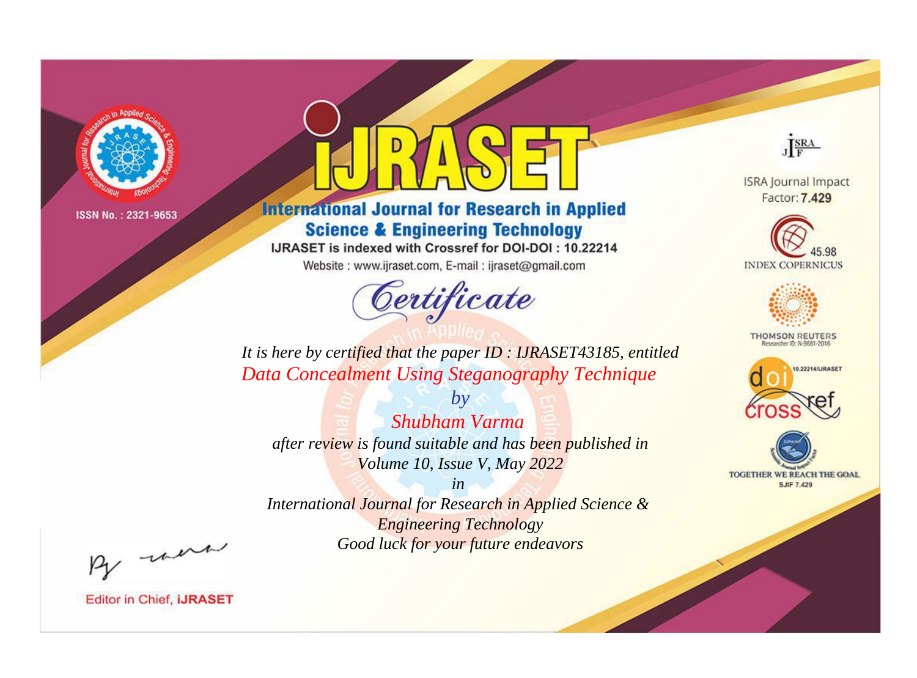ISSN No. : 2321-9653

# IJRASET

## International Journal for Research in Applied Science & Engineering Technology

IJRASET is indexed with Crossref for DOI-DOI : 10.22214

Website : www.ijraset.com, E-mail : ijraset@gmail.com

*Certificate*

*It is here by certified that the paper ID : IJRASET43185, entitled*

*Data Concealment Using Steganography Technique*

*by*

*Shubham Varma*

*after review is found suitable and has been published in*

*Volume 10, Issue V, May 2022*

*in*

*International Journal for Research in Applied Science & Engineering Technology*

*Good luck for your future endeavors*

ISRA Journal Impact Factor: **7.429**

45.98 INDEX COPERNICUS

THOMSON REUTERS Researcher ID: N-9681-2016

10.22214/IJRASET

TOGETHER WE REACH THE GOAL SJIF 7.429

Editor in Chief, **iJRASET**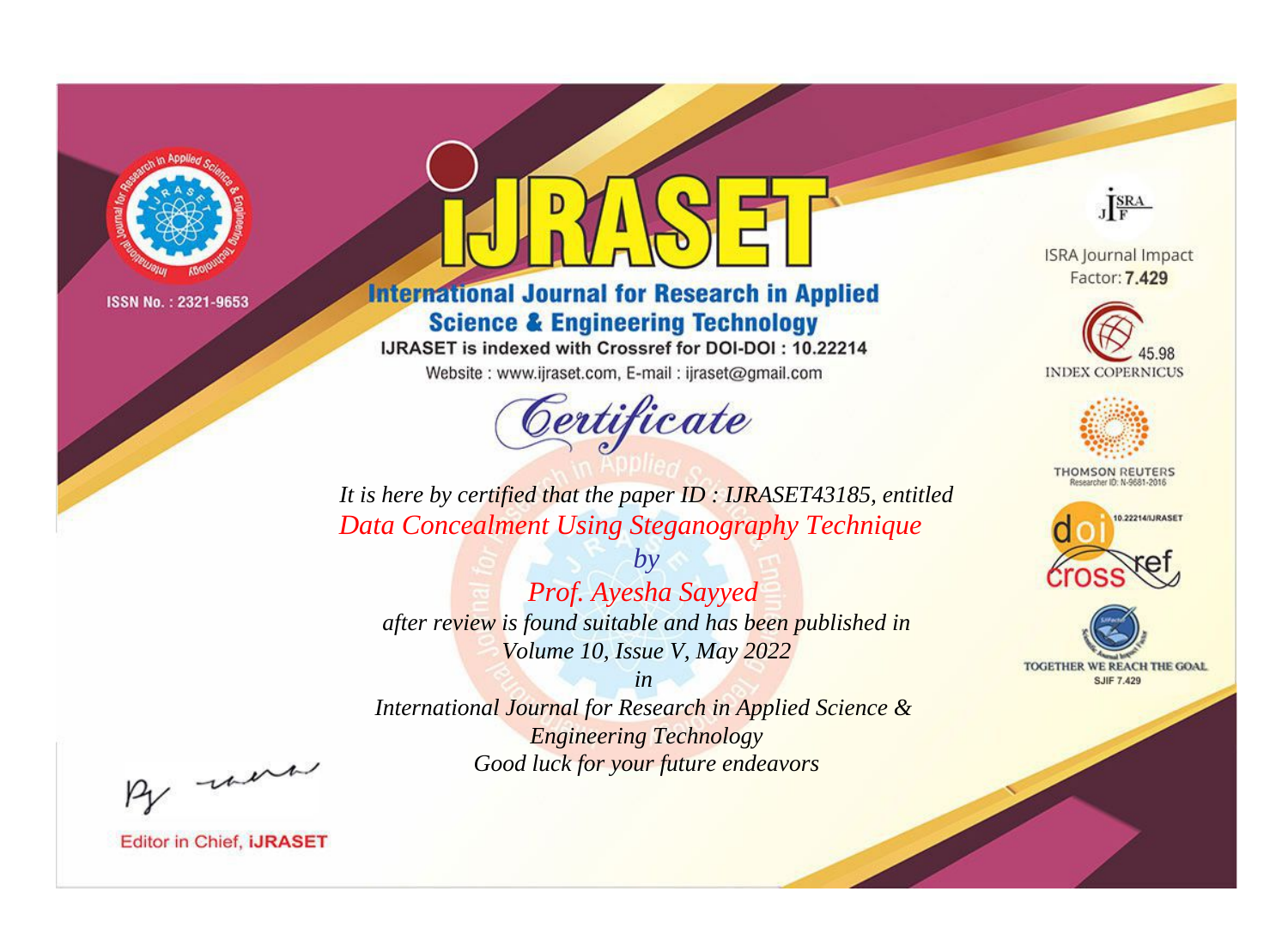ISSN No. : 2321-9653

# iJRASET

## International Journal for Research in Applied Science & Engineering Technology

IJRASET is indexed with Crossref for DOI-DOI : 10.22214

Website : www.ijraset.com, E-mail : ijraset@gmail.com

# Certificate

*It is here by certified that the paper ID : IJRASET43185, entitled*

*Data Concealment Using Steganography Technique*

*by*

*Prof. Ayesha Sayyed*

*after review is found suitable and has been published in*

*Volume 10, Issue V, May 2022*

*in*

*International Journal for Research in Applied Science & Engineering Technology*

*Good luck for your future endeavors*

ISRA Journal Impact Factor: **7.429**

45.98 INDEX COPERNICUS

THOMSON REUTERS Researcher ID: N-9681-2016

10.22214/IJRASET

TOGETHER WE REACH THE GOAL SJIF 7.429

Editor in Chief, **iJRASET**